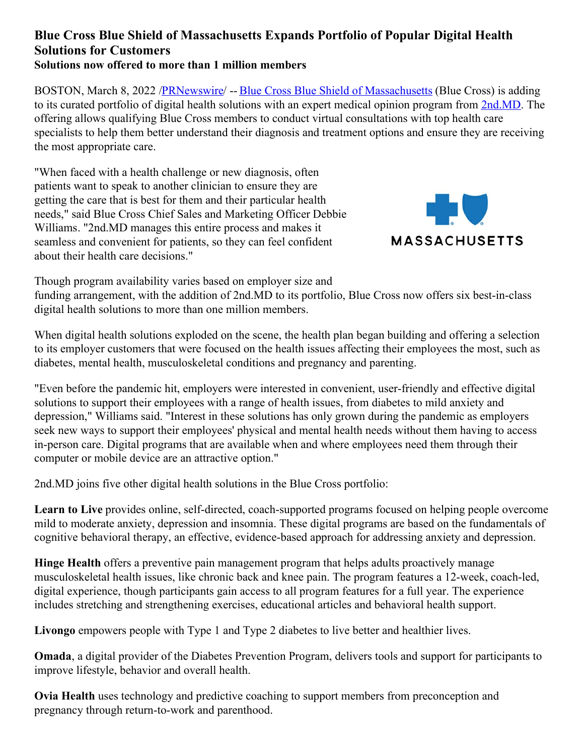# Blue Cross Blue Shield of Massachusetts Expands Portfolio of Popular Digital Health Solutions for Customers

**Solutions now offered to more than 1 million members**

BOSTON, March 8, 2022 /PRNewswire/ -- Blue Cross Blue Shield of Massachusetts (Blue Cross) is adding to its curated portfolio of digital health solutions with an expert medical opinion program from 2nd.MD. The offering allows qualifying Blue Cross members to conduct virtual consultations with top health care specialists to help them better understand their diagnosis and treatment options and ensure they are receiving the most appropriate care.

"When faced with a health challenge or new diagnosis, often patients want to speak to another clinician to ensure they are getting the care that is best for them and their particular health needs," said Blue Cross Chief Sales and Marketing Officer Debbie Williams. "2nd.MD manages this entire process and makes it seamless and convenient for patients, so they can feel confident about their health care decisions."

Though program availability varies based on employer size and funding arrangement, with the addition of 2nd.MD to its portfolio, Blue Cross now offers six best-in-class digital health solutions to more than one million members.

When digital health solutions exploded on the scene, the health plan began building and offering a selection to its employer customers that were focused on the health issues affecting their employees the most, such as diabetes, mental health, musculoskeletal conditions and pregnancy and parenting.

"Even before the pandemic hit, employers were interested in convenient, user-friendly and effective digital solutions to support their employees with a range of health issues, from diabetes to mild anxiety and depression," Williams said. "Interest in these solutions has only grown during the pandemic as employers seek new ways to support their employees' physical and mental health needs without them having to access in-person care. Digital programs that are available when and where employees need them through their computer or mobile device are an attractive option."

2nd.MD joins five other digital health solutions in the Blue Cross portfolio:

**Learn to Live** provides online, self-directed, coach-supported programs focused on helping people overcome mild to moderate anxiety, depression and insomnia. These digital programs are based on the fundamentals of cognitive behavioral therapy, an effective, evidence-based approach for addressing anxiety and depression.

**Hinge Health** offers a preventive pain management program that helps adults proactively manage musculoskeletal health issues, like chronic back and knee pain. The program features a 12-week, coach-led, digital experience, though participants gain access to all program features for a full year. The experience includes stretching and strengthening exercises, educational articles and behavioral health support.

**Livongo** empowers people with Type 1 and Type 2 diabetes to live better and healthier lives.

**Omada**, a digital provider of the Diabetes Prevention Program, delivers tools and support for participants to improve lifestyle, behavior and overall health.

**Ovia Health** uses technology and predictive coaching to support members from preconception and pregnancy through return-to-work and parenthood.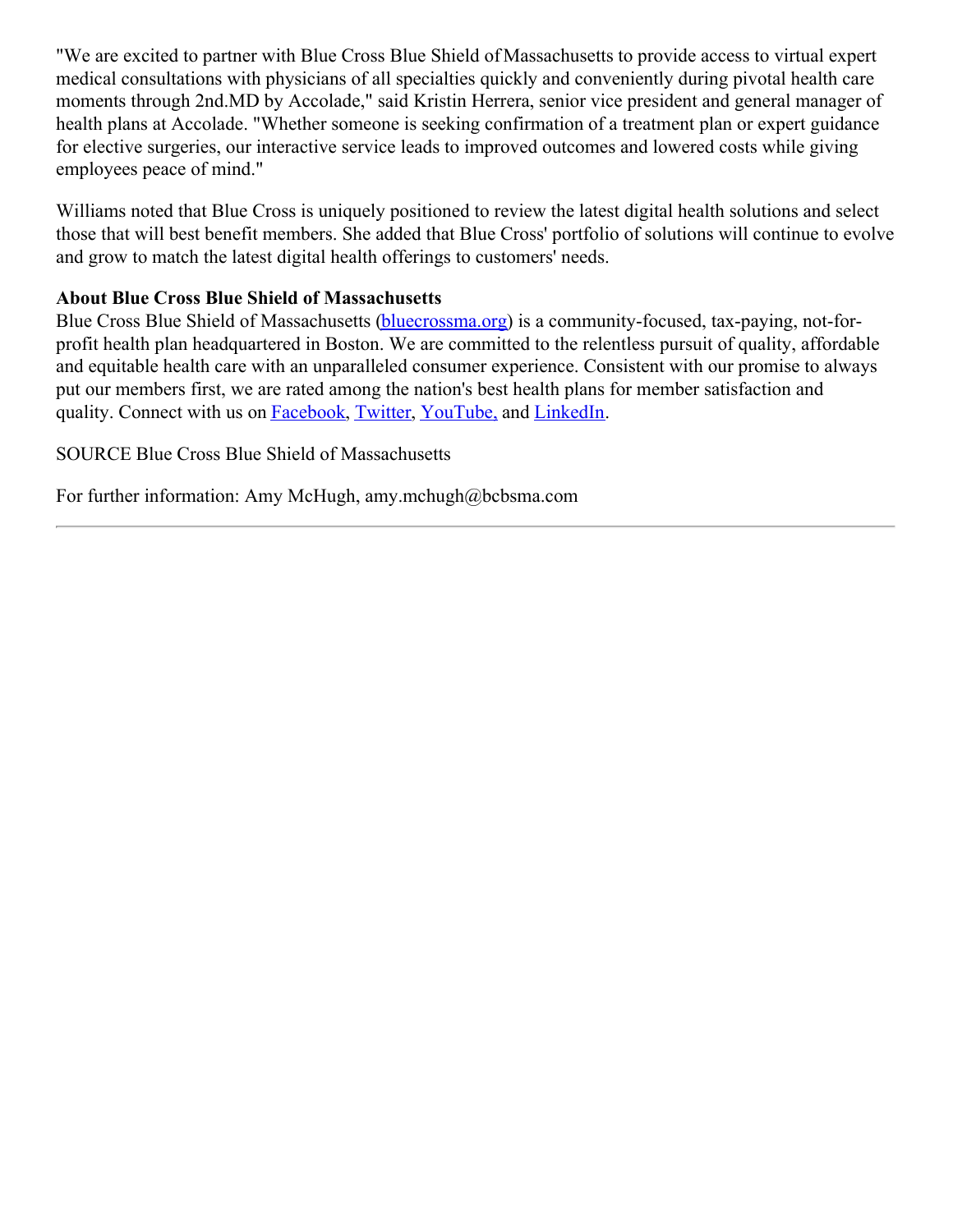"We are excited to partner with Blue Cross Blue Shield of Massachusetts to provide access to virtual expert medical consultations with physicians of all specialties quickly and conveniently during pivotal health care moments through 2nd.MD by Accolade," said Kristin Herrera, senior vice president and general manager of health plans at Accolade. "Whether someone is seeking confirmation of a treatment plan or expert guidance for elective surgeries, our interactive service leads to improved outcomes and lowered costs while giving employees peace of mind."

Williams noted that Blue Cross is uniquely positioned to review the latest digital health solutions and select those that will best benefit members. She added that Blue Cross' portfolio of solutions will continue to evolve and grow to match the latest digital health offerings to customers' needs.

**About Blue Cross Blue Shield of Massachusetts**
Blue Cross Blue Shield of Massachusetts (bluecrossma.org) is a community-focused, tax-paying, not-for-profit health plan headquartered in Boston. We are committed to the relentless pursuit of quality, affordable and equitable health care with an unparalleled consumer experience. Consistent with our promise to always put our members first, we are rated among the nation's best health plans for member satisfaction and quality. Connect with us on Facebook, Twitter, YouTube, and LinkedIn.

SOURCE Blue Cross Blue Shield of Massachusetts

For further information: Amy McHugh, amy.mchugh@bcbsma.com